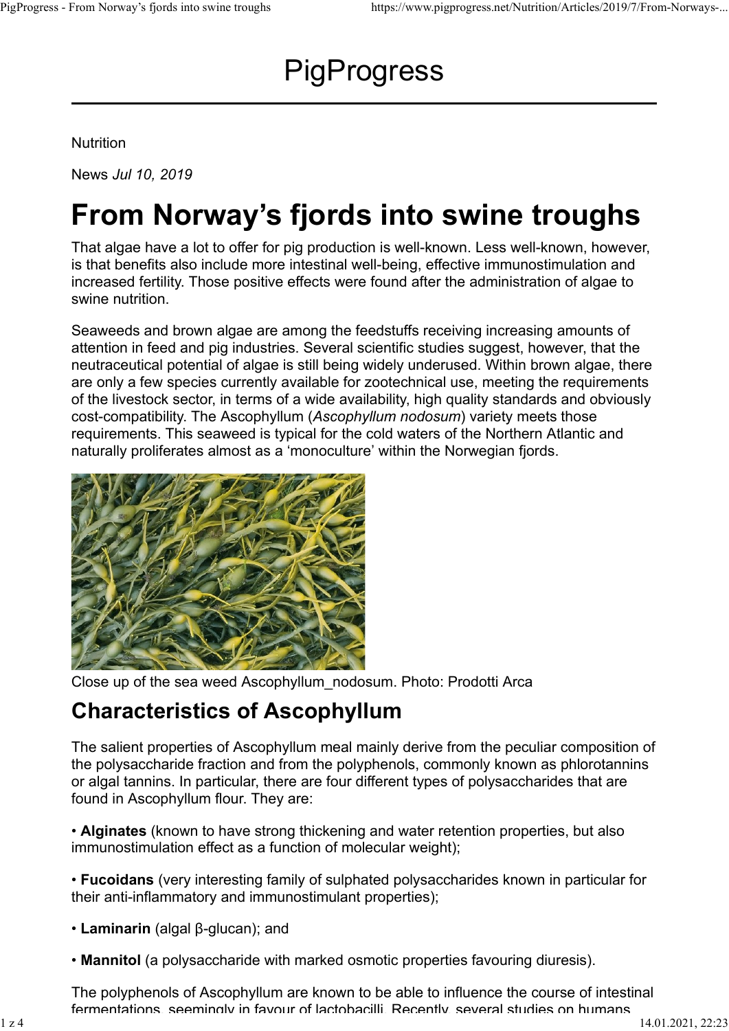# PigProgress

Nutrition

News *Jul 10, 2019*

# From Norway's fjords into swine troughs

That algae have a lot to offer for pig production is well-known. Less well-known, however, is that benefits also include more intestinal well-being, effective immunostimulation and increased fertility. Those positive effects were found after the administration of algae to swine nutrition.

Seaweeds and brown algae are among the feedstuffs receiving increasing amounts of attention in feed and pig industries. Several scientific studies suggest, however, that the neutraceutical potential of algae is still being widely underused. Within brown algae, there are only a few species currently available for zootechnical use, meeting the requirements of the livestock sector, in terms of a wide availability, high quality standards and obviously cost-compatibility. The Ascophyllum (*Ascophyllum nodosum*) variety meets those requirements. This seaweed is typical for the cold waters of the Northern Atlantic and naturally proliferates almost as a 'monoculture' within the Norwegian fjords.

Close up of the sea weed Ascophyllum_nodosum. Photo: Prodotti Arca

## Characteristics of Ascophyllum

The salient properties of Ascophyllum meal mainly derive from the peculiar composition of the polysaccharide fraction and from the polyphenols, commonly known as phlorotannins or algal tannins. In particular, there are four different types of polysaccharides that are found in Ascophyllum flour. They are:

- **Alginates** (known to have strong thickening and water retention properties, but also immunostimulation effect as a function of molecular weight);
- **Fucoidans** (very interesting family of sulphated polysaccharides known in particular for their anti-inflammatory and immunostimulant properties);
- **Laminarin** (algal β-glucan); and
- **Mannitol** (a polysaccharide with marked osmotic properties favouring diuresis).

The polyphenols of Ascophyllum are known to be able to influence the course of intestinal fermentations, seemingly in favour of lactobacilli. Recently, several studies on humans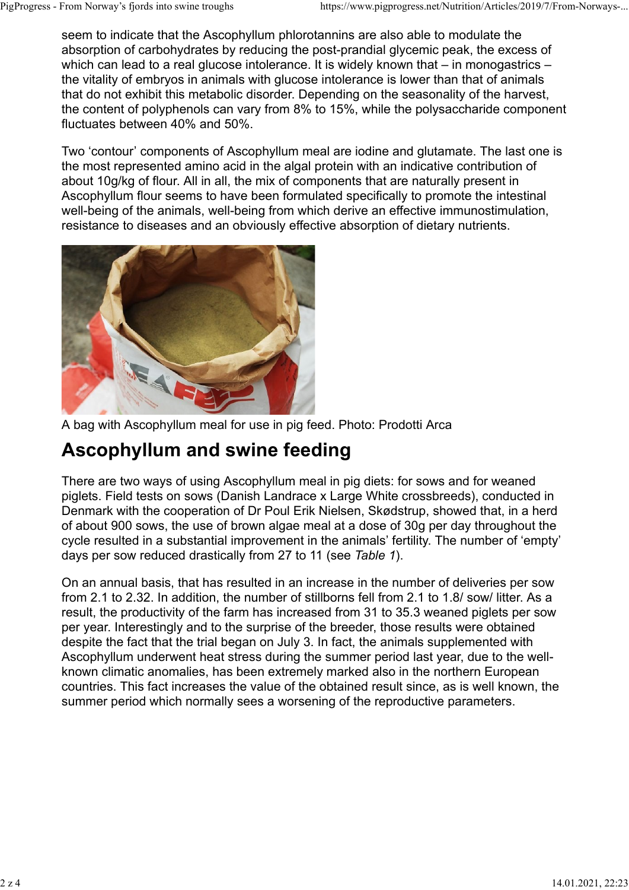seem to indicate that the Ascophyllum phlorotannins are also able to modulate the absorption of carbohydrates by reducing the post-prandial glycemic peak, the excess of which can lead to a real glucose intolerance. It is widely known that – in monogastrics – the vitality of embryos in animals with glucose intolerance is lower than that of animals that do not exhibit this metabolic disorder. Depending on the seasonality of the harvest, the content of polyphenols can vary from 8% to 15%, while the polysaccharide component fluctuates between 40% and 50%.

Two ‘contour’ components of Ascophyllum meal are iodine and glutamate. The last one is the most represented amino acid in the algal protein with an indicative contribution of about 10g/kg of flour. All in all, the mix of components that are naturally present in Ascophyllum flour seems to have been formulated specifically to promote the intestinal well-being of the animals, well-being from which derive an effective immunostimulation, resistance to diseases and an obviously effective absorption of dietary nutrients.

A bag with Ascophyllum meal for use in pig feed. Photo: Prodotti Arca

## Ascophyllum and swine feeding

There are two ways of using Ascophyllum meal in pig diets: for sows and for weaned piglets. Field tests on sows (Danish Landrace x Large White crossbreeds), conducted in Denmark with the cooperation of Dr Poul Erik Nielsen, Skødstrup, showed that, in a herd of about 900 sows, the use of brown algae meal at a dose of 30g per day throughout the cycle resulted in a substantial improvement in the animals’ fertility. The number of ‘empty’ days per sow reduced drastically from 27 to 11 (see *Table 1*).

On an annual basis, that has resulted in an increase in the number of deliveries per sow from 2.1 to 2.32. In addition, the number of stillborns fell from 2.1 to 1.8/ sow/ litter. As a result, the productivity of the farm has increased from 31 to 35.3 weaned piglets per sow per year. Interestingly and to the surprise of the breeder, those results were obtained despite the fact that the trial began on July 3. In fact, the animals supplemented with Ascophyllum underwent heat stress during the summer period last year, due to the well-known climatic anomalies, has been extremely marked also in the northern European countries. This fact increases the value of the obtained result since, as is well known, the summer period which normally sees a worsening of the reproductive parameters.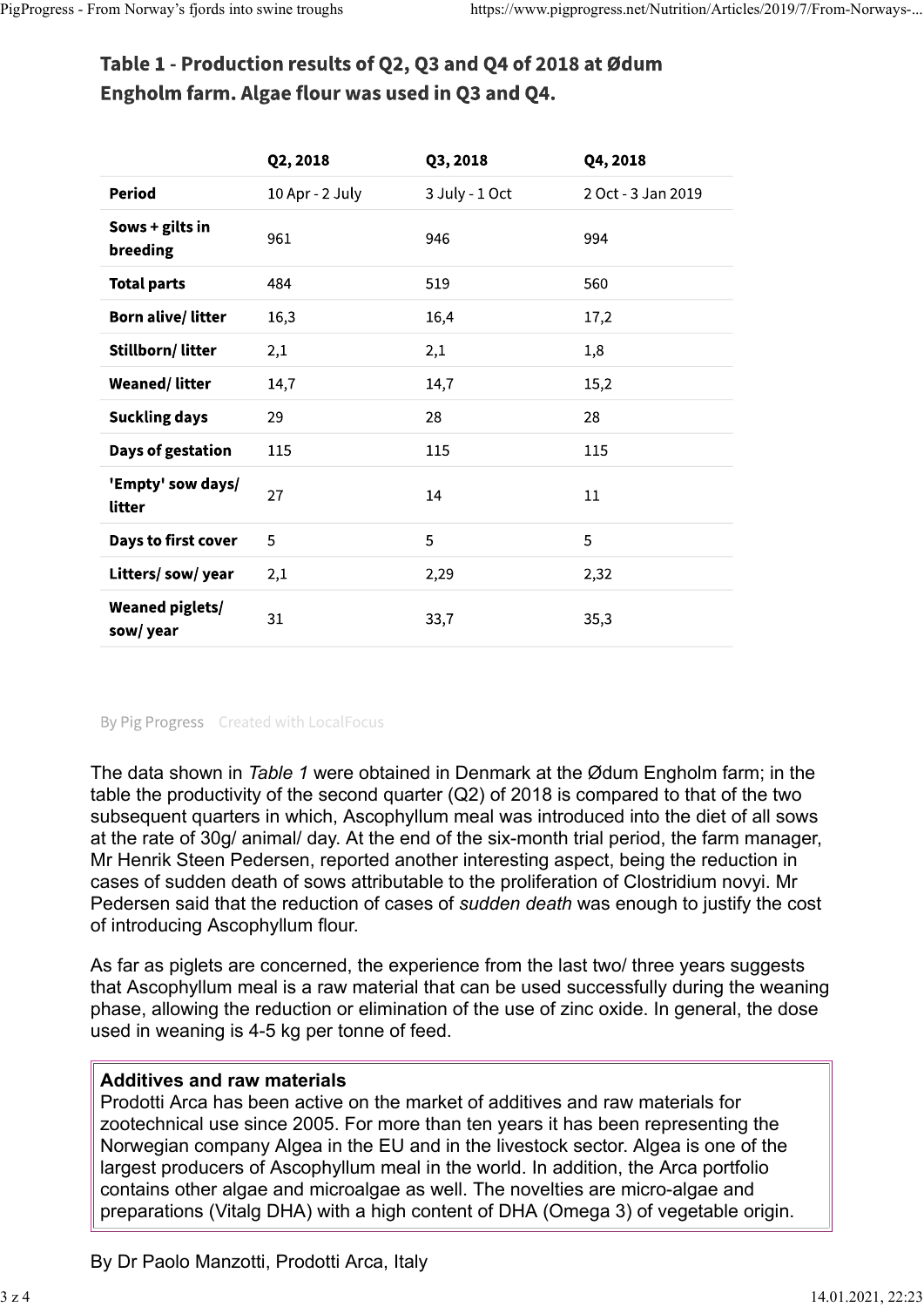### Table 1 - Production results of Q2, Q3 and Q4 of 2018 at Ødum Engholm farm. Algae flour was used in Q3 and Q4.

| | Q2, 2018 | Q3, 2018 | Q4, 2018 |
|---|---|---|---|
| **Period** | 10 Apr - 2 July | 3 July - 1 Oct | 2 Oct - 3 Jan 2019 |
| **Sows + gilts in breeding** | 961 | 946 | 994 |
| **Total parts** | 484 | 519 | 560 |
| **Born alive/ litter** | 16,3 | 16,4 | 17,2 |
| **Stillborn/ litter** | 2,1 | 2,1 | 1,8 |
| **Weaned/ litter** | 14,7 | 14,7 | 15,2 |
| **Suckling days** | 29 | 28 | 28 |
| **Days of gestation** | 115 | 115 | 115 |
| **'Empty' sow days/ litter** | 27 | 14 | 11 |
| **Days to first cover** | 5 | 5 | 5 |
| **Litters/ sow/ year** | 2,1 | 2,29 | 2,32 |
| **Weaned piglets/ sow/ year** | 31 | 33,7 | 35,3 |

By Pig Progress Created with LocalFocus

The data shown in *Table 1* were obtained in Denmark at the Ødum Engholm farm; in the table the productivity of the second quarter (Q2) of 2018 is compared to that of the two subsequent quarters in which, Ascophyllum meal was introduced into the diet of all sows at the rate of 30g/ animal/ day. At the end of the six-month trial period, the farm manager, Mr Henrik Steen Pedersen, reported another interesting aspect, being the reduction in cases of sudden death of sows attributable to the proliferation of Clostridium novyi. Mr Pedersen said that the reduction of cases of *sudden death* was enough to justify the cost of introducing Ascophyllum flour.

As far as piglets are concerned, the experience from the last two/ three years suggests that Ascophyllum meal is a raw material that can be used successfully during the weaning phase, allowing the reduction or elimination of the use of zinc oxide. In general, the dose used in weaning is 4-5 kg per tonne of feed.

**Additives and raw materials**
Prodotti Arca has been active on the market of additives and raw materials for zootechnical use since 2005. For more than ten years it has been representing the Norwegian company Algea in the EU and in the livestock sector. Algea is one of the largest producers of Ascophyllum meal in the world. In addition, the Arca portfolio contains other algae and microalgae as well. The novelties are micro-algae and preparations (Vitalg DHA) with a high content of DHA (Omega 3) of vegetable origin.

By Dr Paolo Manzotti, Prodotti Arca, Italy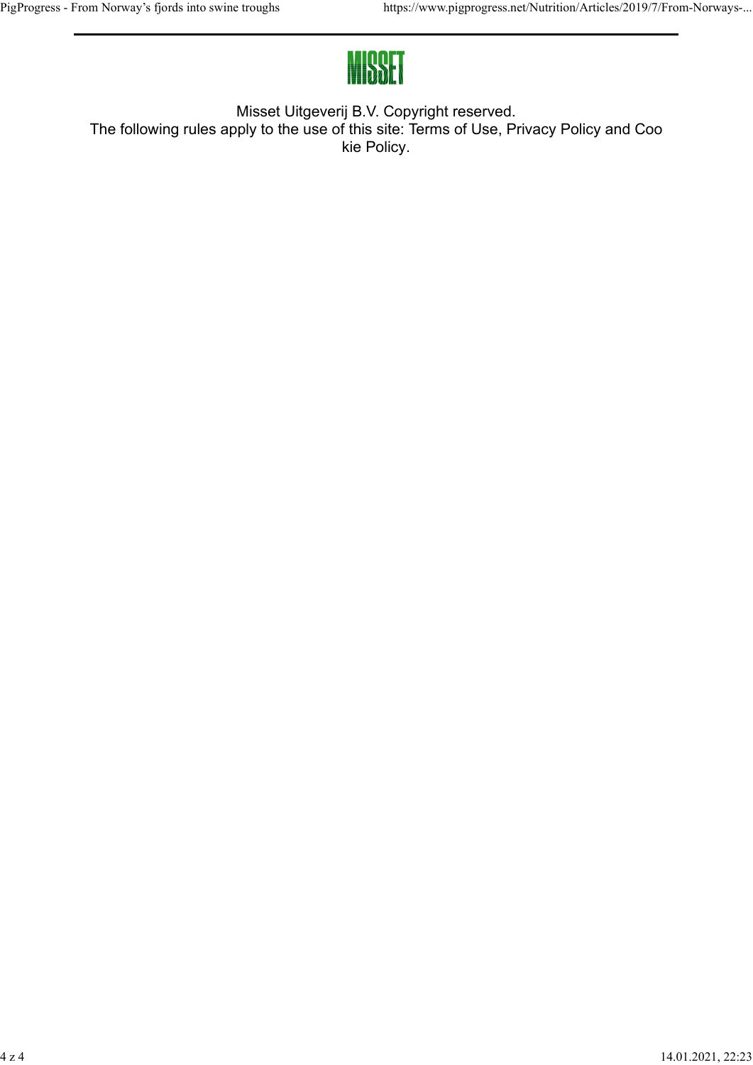MISSET

Misset Uitgeverij B.V. Copyright reserved.
The following rules apply to the use of this site: Terms of Use, Privacy Policy and Cookie Policy.